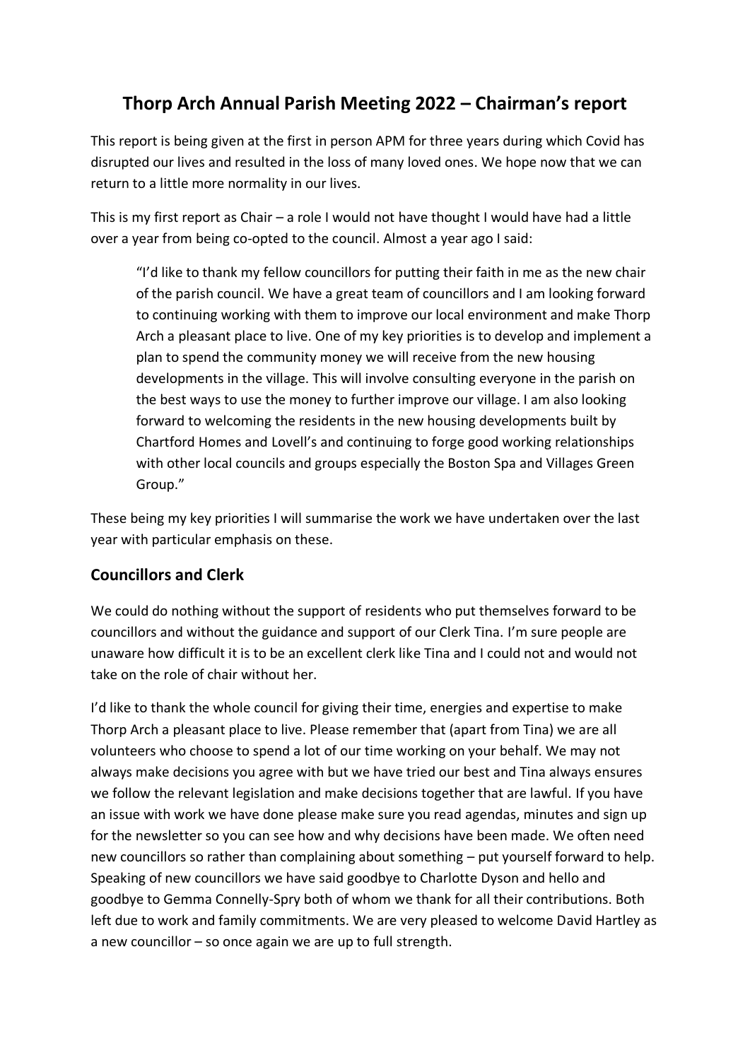# Thorp Arch Annual Parish Meeting 2022 – Chairman's report

This report is being given at the first in person APM for three years during which Covid has disrupted our lives and resulted in the loss of many loved ones. We hope now that we can return to a little more normality in our lives.

This is my first report as Chair – a role I would not have thought I would have had a little over a year from being co-opted to the council. Almost a year ago I said:

> "I'd like to thank my fellow councillors for putting their faith in me as the new chair of the parish council. We have a great team of councillors and I am looking forward to continuing working with them to improve our local environment and make Thorp Arch a pleasant place to live. One of my key priorities is to develop and implement a plan to spend the community money we will receive from the new housing developments in the village. This will involve consulting everyone in the parish on the best ways to use the money to further improve our village. I am also looking forward to welcoming the residents in the new housing developments built by Chartford Homes and Lovell's and continuing to forge good working relationships with other local councils and groups especially the Boston Spa and Villages Green Group."

These being my key priorities I will summarise the work we have undertaken over the last year with particular emphasis on these.

## Councillors and Clerk

We could do nothing without the support of residents who put themselves forward to be councillors and without the guidance and support of our Clerk Tina. I'm sure people are unaware how difficult it is to be an excellent clerk like Tina and I could not and would not take on the role of chair without her.

I'd like to thank the whole council for giving their time, energies and expertise to make Thorp Arch a pleasant place to live. Please remember that (apart from Tina) we are all volunteers who choose to spend a lot of our time working on your behalf. We may not always make decisions you agree with but we have tried our best and Tina always ensures we follow the relevant legislation and make decisions together that are lawful. If you have an issue with work we have done please make sure you read agendas, minutes and sign up for the newsletter so you can see how and why decisions have been made. We often need new councillors so rather than complaining about something – put yourself forward to help. Speaking of new councillors we have said goodbye to Charlotte Dyson and hello and goodbye to Gemma Connelly-Spry both of whom we thank for all their contributions. Both left due to work and family commitments. We are very pleased to welcome David Hartley as a new councillor – so once again we are up to full strength.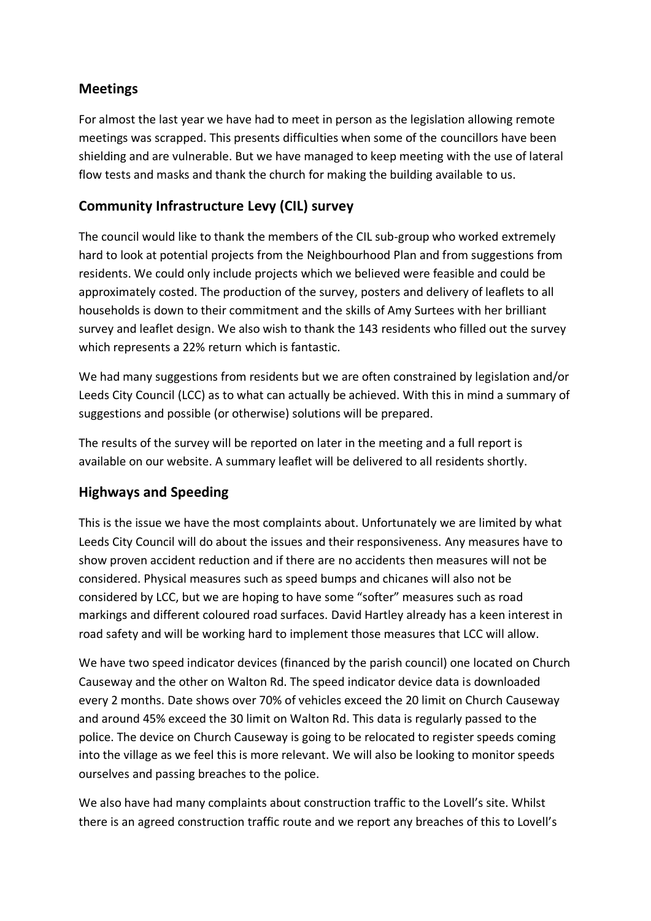## Meetings

For almost the last year we have had to meet in person as the legislation allowing remote meetings was scrapped. This presents difficulties when some of the councillors have been shielding and are vulnerable. But we have managed to keep meeting with the use of lateral flow tests and masks and thank the church for making the building available to us.

## Community Infrastructure Levy (CIL) survey

The council would like to thank the members of the CIL sub-group who worked extremely hard to look at potential projects from the Neighbourhood Plan and from suggestions from residents. We could only include projects which we believed were feasible and could be approximately costed. The production of the survey, posters and delivery of leaflets to all households is down to their commitment and the skills of Amy Surtees with her brilliant survey and leaflet design. We also wish to thank the 143 residents who filled out the survey which represents a 22% return which is fantastic.

We had many suggestions from residents but we are often constrained by legislation and/or Leeds City Council (LCC) as to what can actually be achieved. With this in mind a summary of suggestions and possible (or otherwise) solutions will be prepared.

The results of the survey will be reported on later in the meeting and a full report is available on our website. A summary leaflet will be delivered to all residents shortly.

## Highways and Speeding

This is the issue we have the most complaints about. Unfortunately we are limited by what Leeds City Council will do about the issues and their responsiveness. Any measures have to show proven accident reduction and if there are no accidents then measures will not be considered. Physical measures such as speed bumps and chicanes will also not be considered by LCC, but we are hoping to have some "softer" measures such as road markings and different coloured road surfaces. David Hartley already has a keen interest in road safety and will be working hard to implement those measures that LCC will allow.

We have two speed indicator devices (financed by the parish council) one located on Church Causeway and the other on Walton Rd. The speed indicator device data is downloaded every 2 months. Date shows over 70% of vehicles exceed the 20 limit on Church Causeway and around 45% exceed the 30 limit on Walton Rd. This data is regularly passed to the police. The device on Church Causeway is going to be relocated to register speeds coming into the village as we feel this is more relevant. We will also be looking to monitor speeds ourselves and passing breaches to the police.

We also have had many complaints about construction traffic to the Lovell's site. Whilst there is an agreed construction traffic route and we report any breaches of this to Lovell's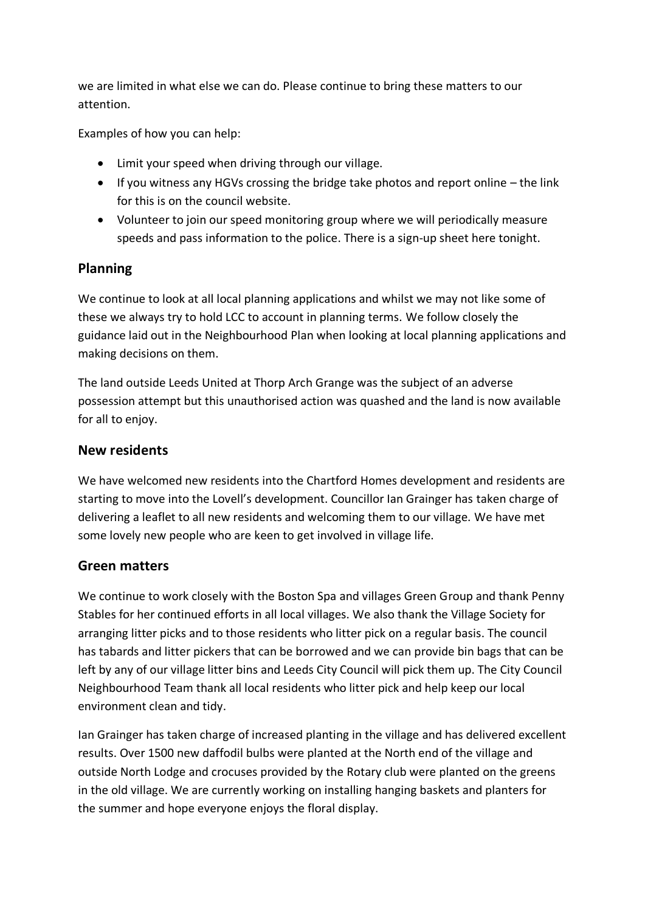we are limited in what else we can do. Please continue to bring these matters to our attention.

Examples of how you can help:

- Limit your speed when driving through our village.
- If you witness any HGVs crossing the bridge take photos and report online – the link for this is on the council website.
- Volunteer to join our speed monitoring group where we will periodically measure speeds and pass information to the police. There is a sign-up sheet here tonight.

## Planning

We continue to look at all local planning applications and whilst we may not like some of these we always try to hold LCC to account in planning terms. We follow closely the guidance laid out in the Neighbourhood Plan when looking at local planning applications and making decisions on them.

The land outside Leeds United at Thorp Arch Grange was the subject of an adverse possession attempt but this unauthorised action was quashed and the land is now available for all to enjoy.

## New residents

We have welcomed new residents into the Chartford Homes development and residents are starting to move into the Lovell's development. Councillor Ian Grainger has taken charge of delivering a leaflet to all new residents and welcoming them to our village. We have met some lovely new people who are keen to get involved in village life.

## Green matters

We continue to work closely with the Boston Spa and villages Green Group and thank Penny Stables for her continued efforts in all local villages. We also thank the Village Society for arranging litter picks and to those residents who litter pick on a regular basis. The council has tabards and litter pickers that can be borrowed and we can provide bin bags that can be left by any of our village litter bins and Leeds City Council will pick them up. The City Council Neighbourhood Team thank all local residents who litter pick and help keep our local environment clean and tidy.

Ian Grainger has taken charge of increased planting in the village and has delivered excellent results. Over 1500 new daffodil bulbs were planted at the North end of the village and outside North Lodge and crocuses provided by the Rotary club were planted on the greens in the old village. We are currently working on installing hanging baskets and planters for the summer and hope everyone enjoys the floral display.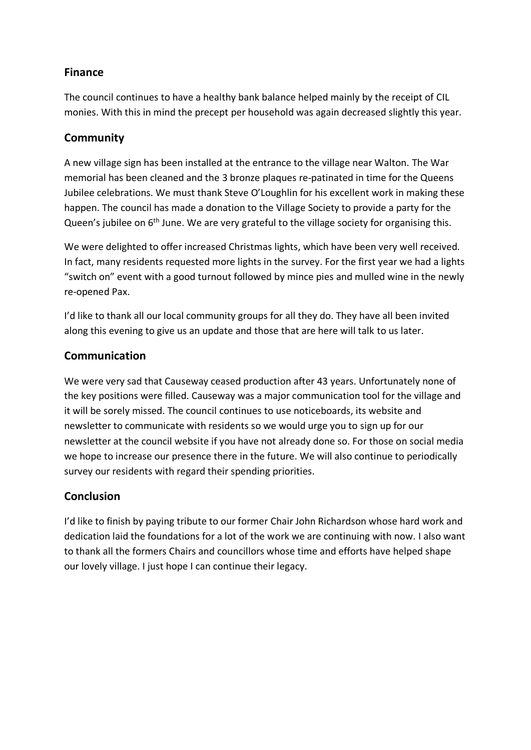## Finance

The council continues to have a healthy bank balance helped mainly by the receipt of CIL monies. With this in mind the precept per household was again decreased slightly this year.

## Community

A new village sign has been installed at the entrance to the village near Walton. The War memorial has been cleaned and the 3 bronze plaques re-patinated in time for the Queens Jubilee celebrations. We must thank Steve O'Loughlin for his excellent work in making these happen. The council has made a donation to the Village Society to provide a party for the Queen's jubilee on 6th June. We are very grateful to the village society for organising this.

We were delighted to offer increased Christmas lights, which have been very well received. In fact, many residents requested more lights in the survey. For the first year we had a lights "switch on" event with a good turnout followed by mince pies and mulled wine in the newly re-opened Pax.

I'd like to thank all our local community groups for all they do. They have all been invited along this evening to give us an update and those that are here will talk to us later.

## Communication

We were very sad that Causeway ceased production after 43 years. Unfortunately none of the key positions were filled. Causeway was a major communication tool for the village and it will be sorely missed. The council continues to use noticeboards, its website and newsletter to communicate with residents so we would urge you to sign up for our newsletter at the council website if you have not already done so. For those on social media we hope to increase our presence there in the future. We will also continue to periodically survey our residents with regard their spending priorities.

## Conclusion

I'd like to finish by paying tribute to our former Chair John Richardson whose hard work and dedication laid the foundations for a lot of the work we are continuing with now. I also want to thank all the formers Chairs and councillors whose time and efforts have helped shape our lovely village. I just hope I can continue their legacy.